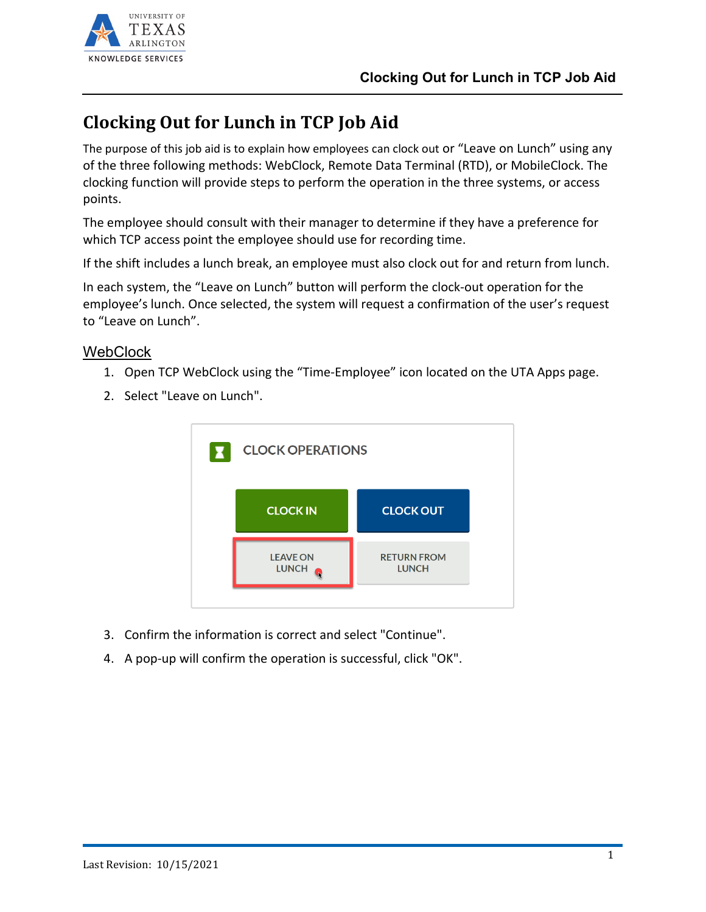# Clocking Out for Lunch in TCP Job Aid

The purpose of this job aid is to explain how employees can clock out or "Leave on Lunch" using any of the three following methods: WebClock, Remote Data Terminal (RTD), or MobileClock. The clocking function will provide steps to perform the operation in the three systems, or access points.

The employee should consult with their manager to determine if they have a preference for which TCP access point the employee should use for recording time.

If the shift includes a lunch break, an employee must also clock out for and return from lunch.

In each system, the "Leave on Lunch" button will perform the clock-out operation for the employee's lunch. Once selected, the system will request a confirmation of the user's request to "Leave on Lunch".

## WebClock

1. Open TCP WebClock using the "Time-Employee" icon located on the UTA Apps page.
2. Select "Leave on Lunch".
3. Confirm the information is correct and select "Continue".
4. A pop-up will confirm the operation is successful, click "OK".

Last Revision: 10/15/2021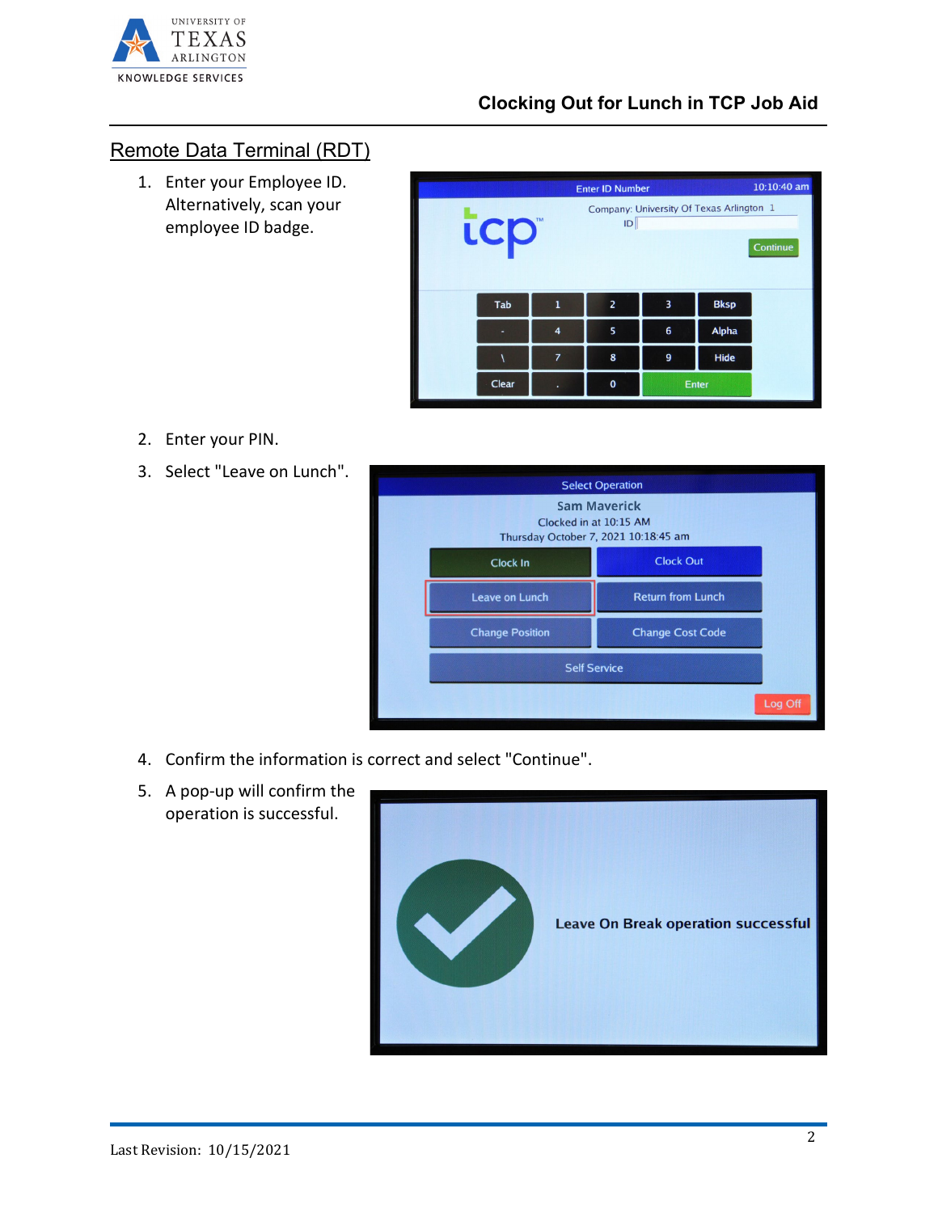## Remote Data Terminal (RDT)

1. Enter your Employee ID. Alternatively, scan your employee ID badge.
2. Enter your PIN.
3. Select "Leave on Lunch".
4. Confirm the information is correct and select "Continue".
5. A pop-up will confirm the operation is successful.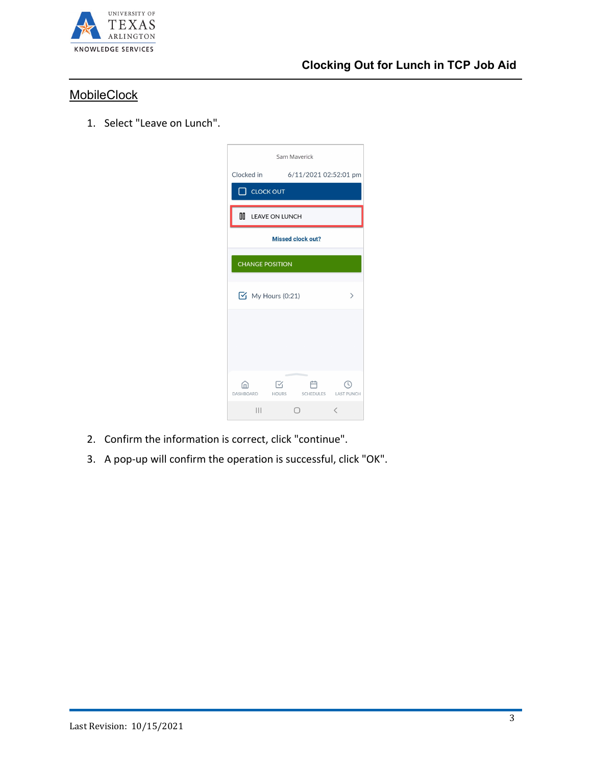## MobileClock

1. Select "Leave on Lunch".
2. Confirm the information is correct, click "continue".
3. A pop-up will confirm the operation is successful, click "OK".

Last Revision: 10/15/2021